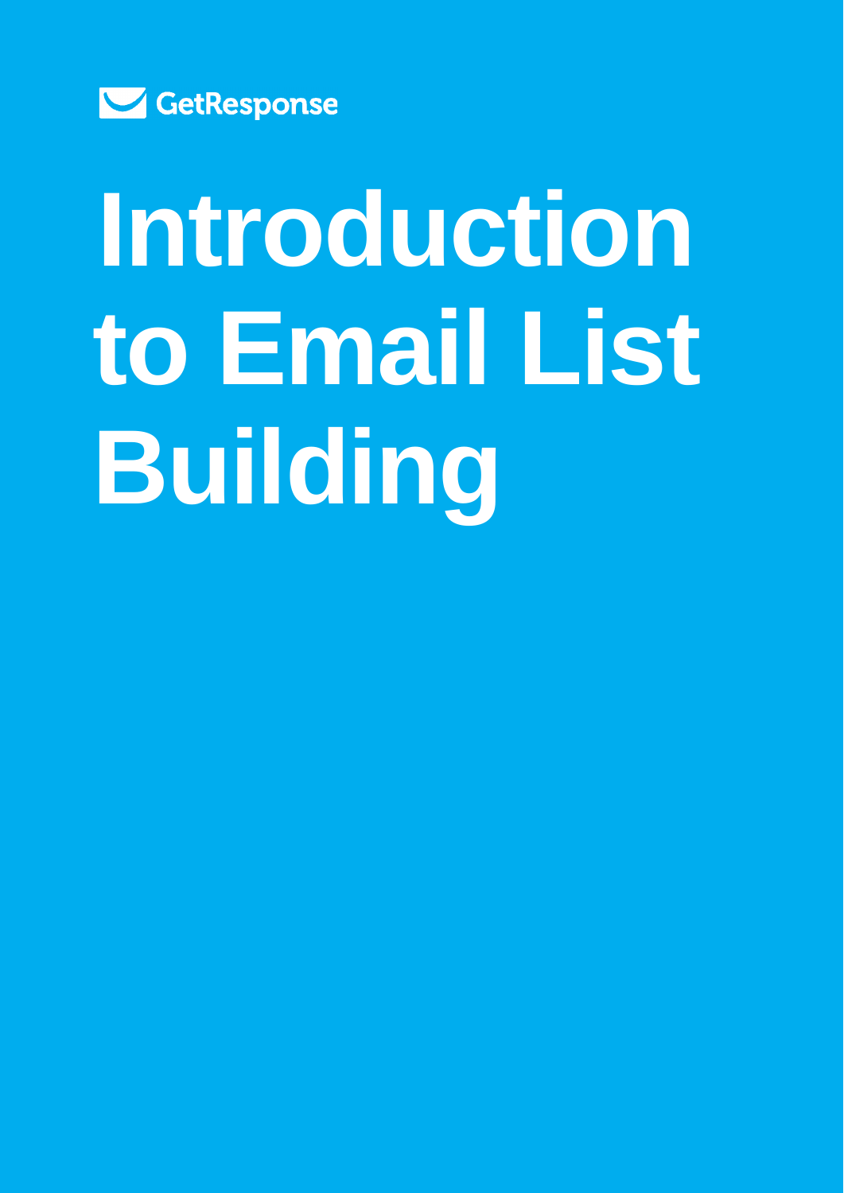GetResponse

# Introduction to Email List Building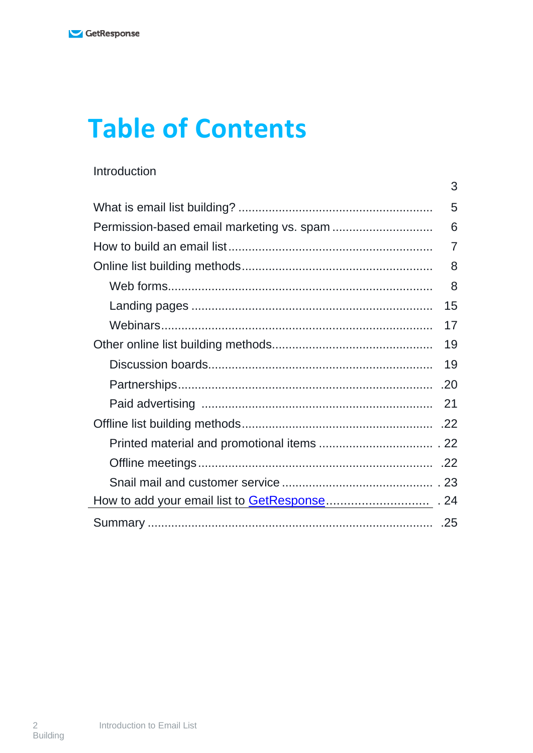# Table of Contents

- Introduction ... 3
- What is email list building? ... 5
- Permission-based email marketing vs. spam ... 6
- How to build an email list ... 7
- Online list building methods ... 8
  - Web forms ... 8
  - Landing pages ... 15
  - Webinars ... 17
- Other online list building methods ... 19
  - Discussion boards ... 19
  - Partnerships ... 20
  - Paid advertising ... 21
- Offline list building methods ... 22
  - Printed material and promotional items ... 22
  - Offline meetings ... 22
  - Snail mail and customer service ... 23
- How to add your email list to GetResponse ... 24
- Summary ... 25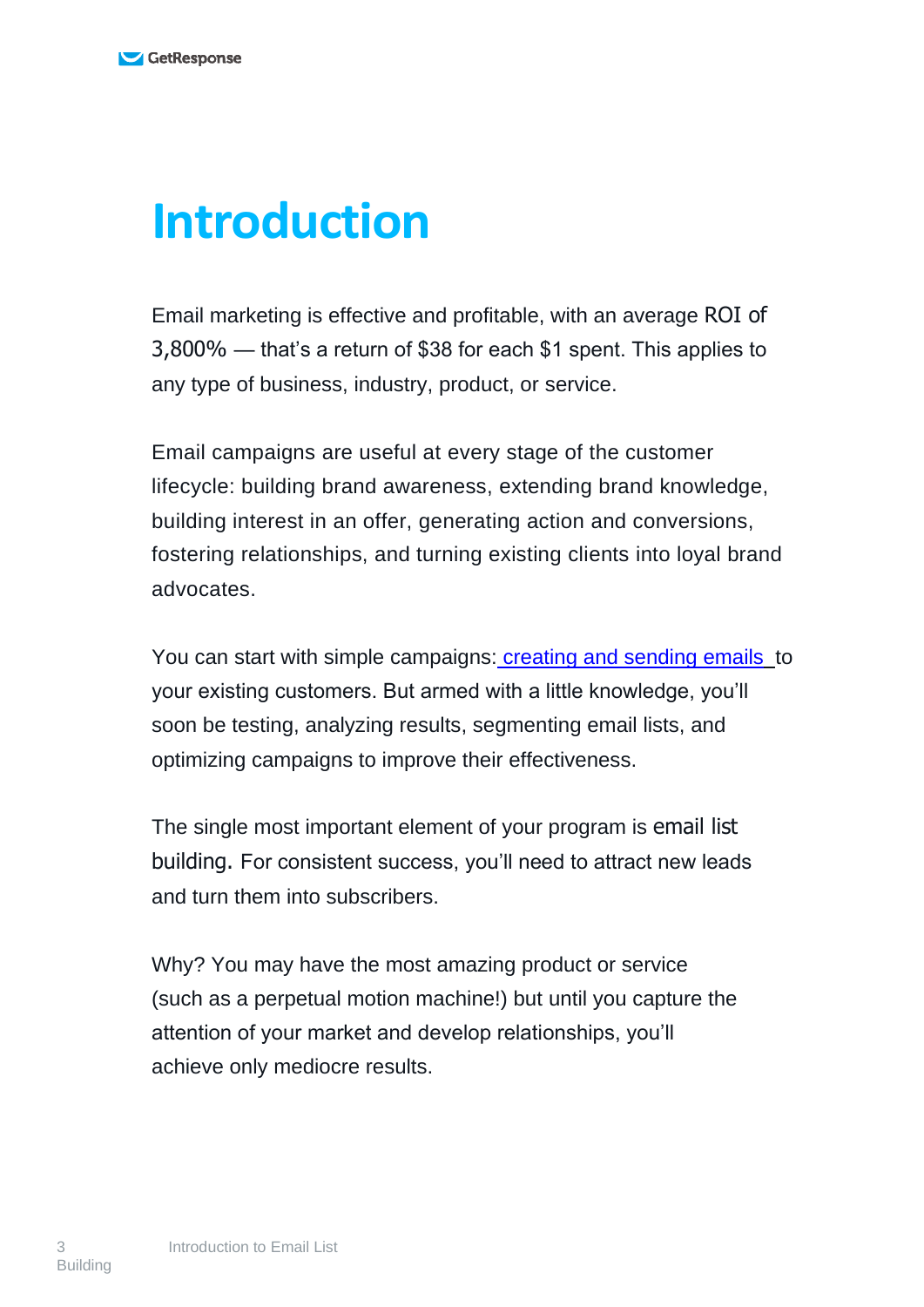# Introduction

Email marketing is effective and profitable, with an average ROI of 3,800% — that's a return of $38 for each $1 spent. This applies to any type of business, industry, product, or service.

Email campaigns are useful at every stage of the customer lifecycle: building brand awareness, extending brand knowledge, building interest in an offer, generating action and conversions, fostering relationships, and turning existing clients into loyal brand advocates.

You can start with simple campaigns: creating and sending emails to your existing customers. But armed with a little knowledge, you'll soon be testing, analyzing results, segmenting email lists, and optimizing campaigns to improve their effectiveness.

The single most important element of your program is email list building. For consistent success, you'll need to attract new leads and turn them into subscribers.

Why? You may have the most amazing product or service (such as a perpetual motion machine!) but until you capture the attention of your market and develop relationships, you'll achieve only mediocre results.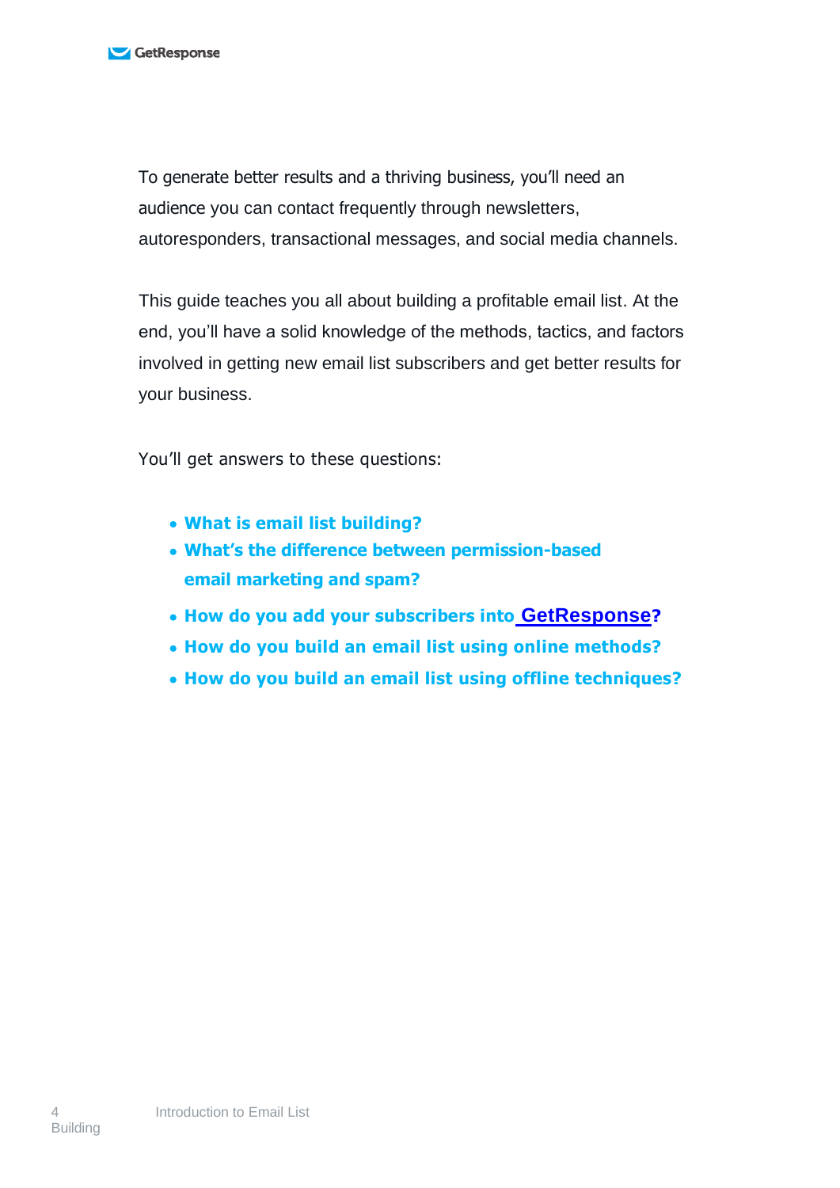To generate better results and a thriving business, you'll need an audience you can contact frequently through newsletters, autoresponders, transactional messages, and social media channels.

This guide teaches you all about building a profitable email list. At the end, you'll have a solid knowledge of the methods, tactics, and factors involved in getting new email list subscribers and get better results for your business.

You'll get answers to these questions:

- **What is email list building?**
- **What's the difference between permission-based email marketing and spam?**
- **How do you add your subscribers into GetResponse?**
- **How do you build an email list using online methods?**
- **How do you build an email list using offline techniques?**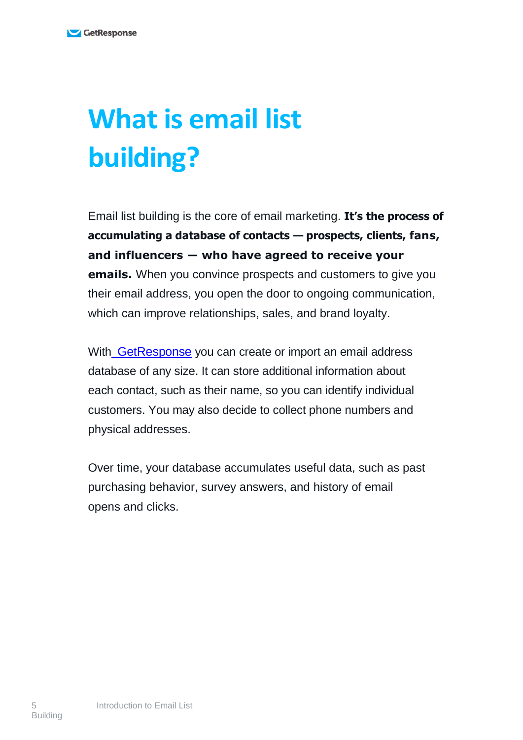# What is email list building?

Email list building is the core of email marketing. **It's the process of accumulating a database of contacts — prospects, clients, fans, and influencers — who have agreed to receive your emails.** When you convince prospects and customers to give you their email address, you open the door to ongoing communication, which can improve relationships, sales, and brand loyalty.

With GetResponse you can create or import an email address database of any size. It can store additional information about each contact, such as their name, so you can identify individual customers. You may also decide to collect phone numbers and physical addresses.

Over time, your database accumulates useful data, such as past purchasing behavior, survey answers, and history of email opens and clicks.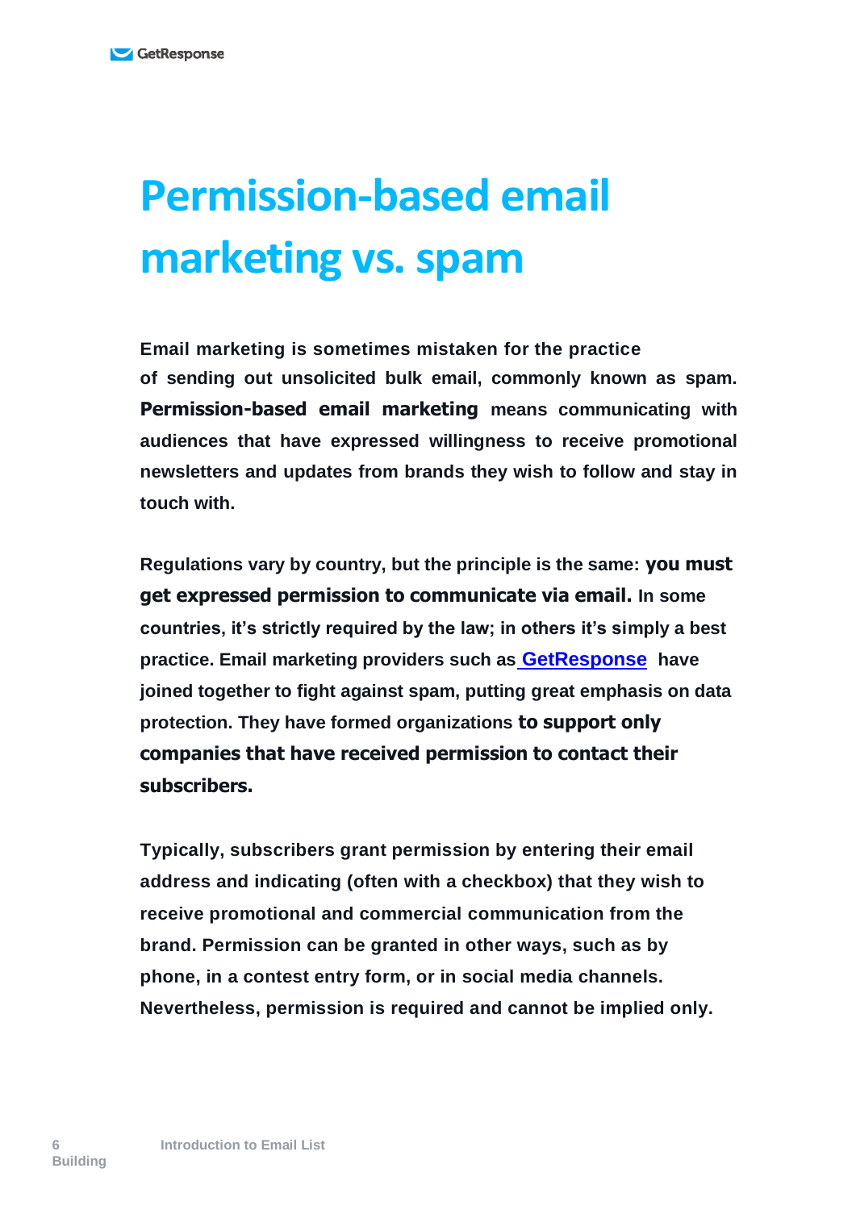# Permission-based email marketing vs. spam

Email marketing is sometimes mistaken for the practice of sending out unsolicited bulk email, commonly known as spam. **Permission-based email marketing** means communicating with audiences that have expressed willingness to receive promotional newsletters and updates from brands they wish to follow and stay in touch with.

Regulations vary by country, but the principle is the same: **you must get expressed permission to communicate via email.** In some countries, it's strictly required by the law; in others it's simply a best practice. Email marketing providers such as [GetResponse](GetResponse) have joined together to fight against spam, putting great emphasis on data protection. They have formed organizations **to support only companies that have received permission to contact their subscribers.**

Typically, subscribers grant permission by entering their email address and indicating (often with a checkbox) that they wish to receive promotional and commercial communication from the brand. Permission can be granted in other ways, such as by phone, in a contest entry form, or in social media channels. Nevertheless, permission is required and cannot be implied only.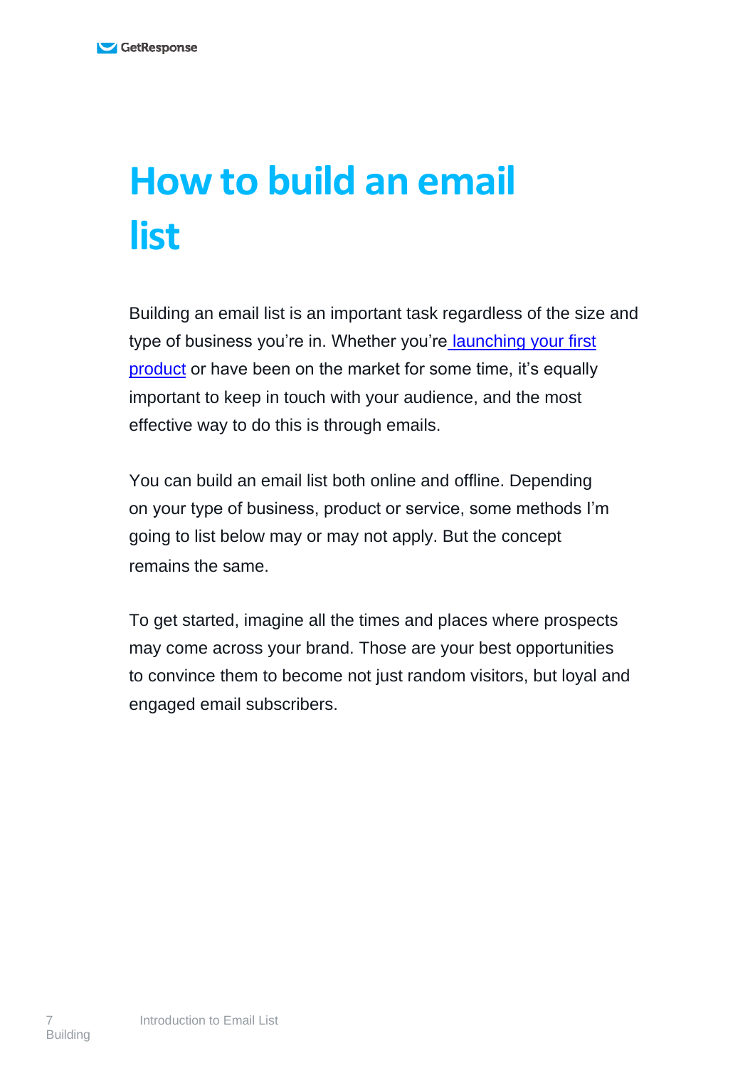# How to build an email list

Building an email list is an important task regardless of the size and type of business you're in. Whether you're launching your first product or have been on the market for some time, it's equally important to keep in touch with your audience, and the most effective way to do this is through emails.

You can build an email list both online and offline. Depending on your type of business, product or service, some methods I'm going to list below may or may not apply. But the concept remains the same.

To get started, imagine all the times and places where prospects may come across your brand. Those are your best opportunities to convince them to become not just random visitors, but loyal and engaged email subscribers.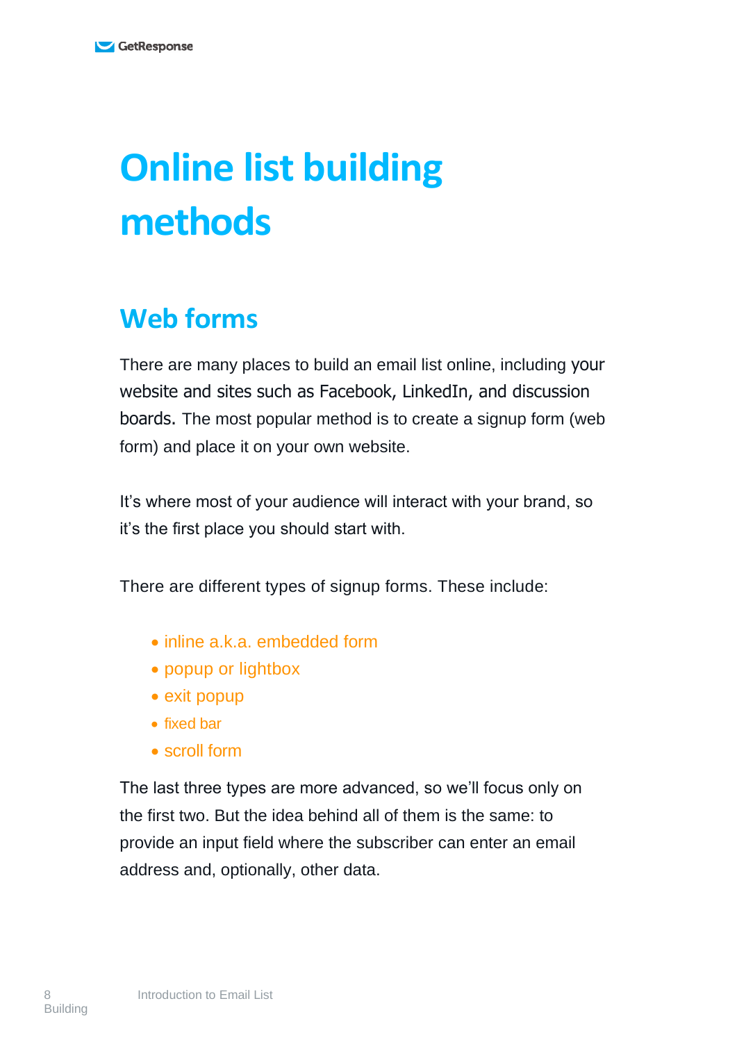# Online list building methods

## Web forms

There are many places to build an email list online, including your website and sites such as Facebook, LinkedIn, and discussion boards. The most popular method is to create a signup form (web form) and place it on your own website.

It's where most of your audience will interact with your brand, so it's the first place you should start with.

There are different types of signup forms. These include:

- inline a.k.a. embedded form
- popup or lightbox
- exit popup
- fixed bar
- scroll form

The last three types are more advanced, so we'll focus only on the first two. But the idea behind all of them is the same: to provide an input field where the subscriber can enter an email address and, optionally, other data.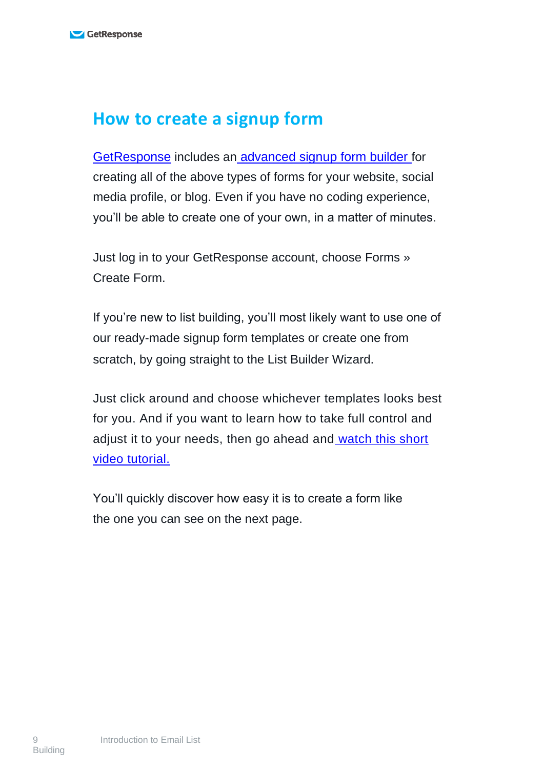## How to create a signup form

[GetResponse](#) includes an [advanced signup form builder](#) for creating all of the above types of forms for your website, social media profile, or blog. Even if you have no coding experience, you'll be able to create one of your own, in a matter of minutes.

Just log in to your GetResponse account, choose Forms » Create Form.

If you're new to list building, you'll most likely want to use one of our ready-made signup form templates or create one from scratch, by going straight to the List Builder Wizard.

Just click around and choose whichever templates looks best for you. And if you want to learn how to take full control and adjust it to your needs, then go ahead and [watch this short video tutorial.](#)

You'll quickly discover how easy it is to create a form like the one you can see on the next page.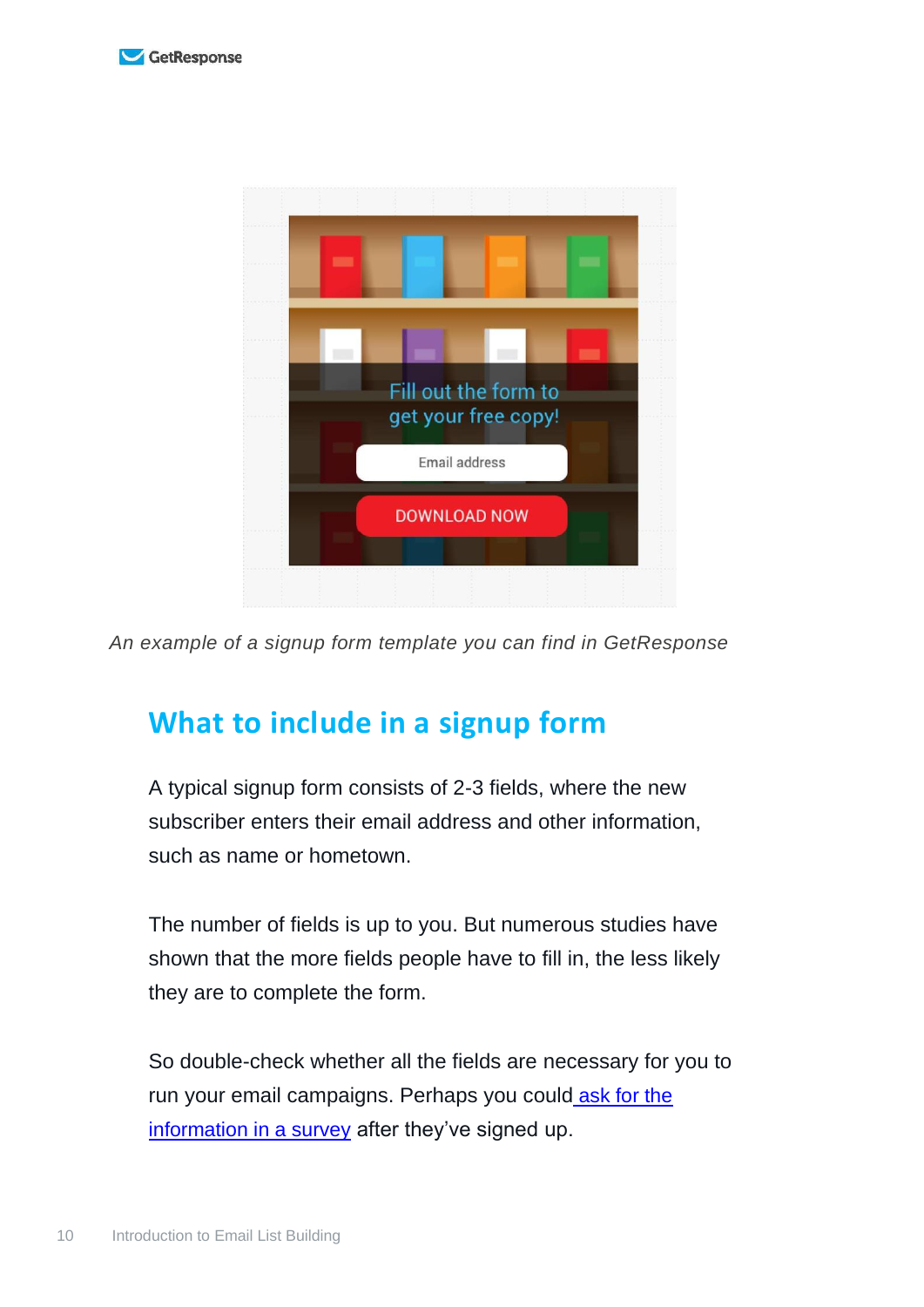*An example of a signup form template you can find in GetResponse*

## What to include in a signup form

A typical signup form consists of 2-3 fields, where the new subscriber enters their email address and other information, such as name or hometown.

The number of fields is up to you. But numerous studies have shown that the more fields people have to fill in, the less likely they are to complete the form.

So double-check whether all the fields are necessary for you to run your email campaigns. Perhaps you could [ask for the information in a survey]() after they've signed up.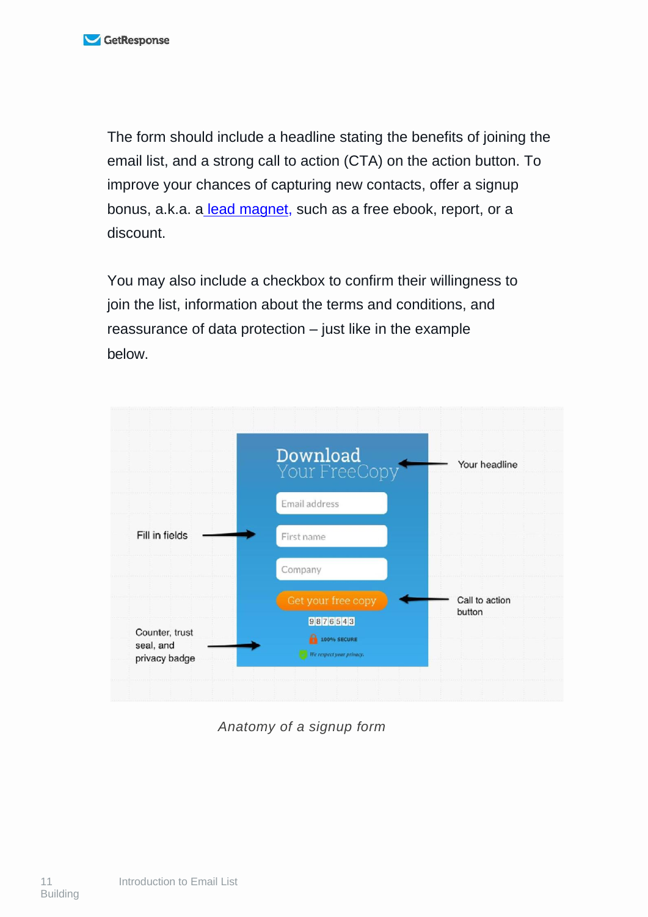The form should include a headline stating the benefits of joining the email list, and a strong call to action (CTA) on the action button. To improve your chances of capturing new contacts, offer a signup bonus, a.k.a. a [lead magnet](), such as a free ebook, report, or a discount.

You may also include a checkbox to confirm their willingness to join the list, information about the terms and conditions, and reassurance of data protection – just like in the example below.

*Anatomy of a signup form*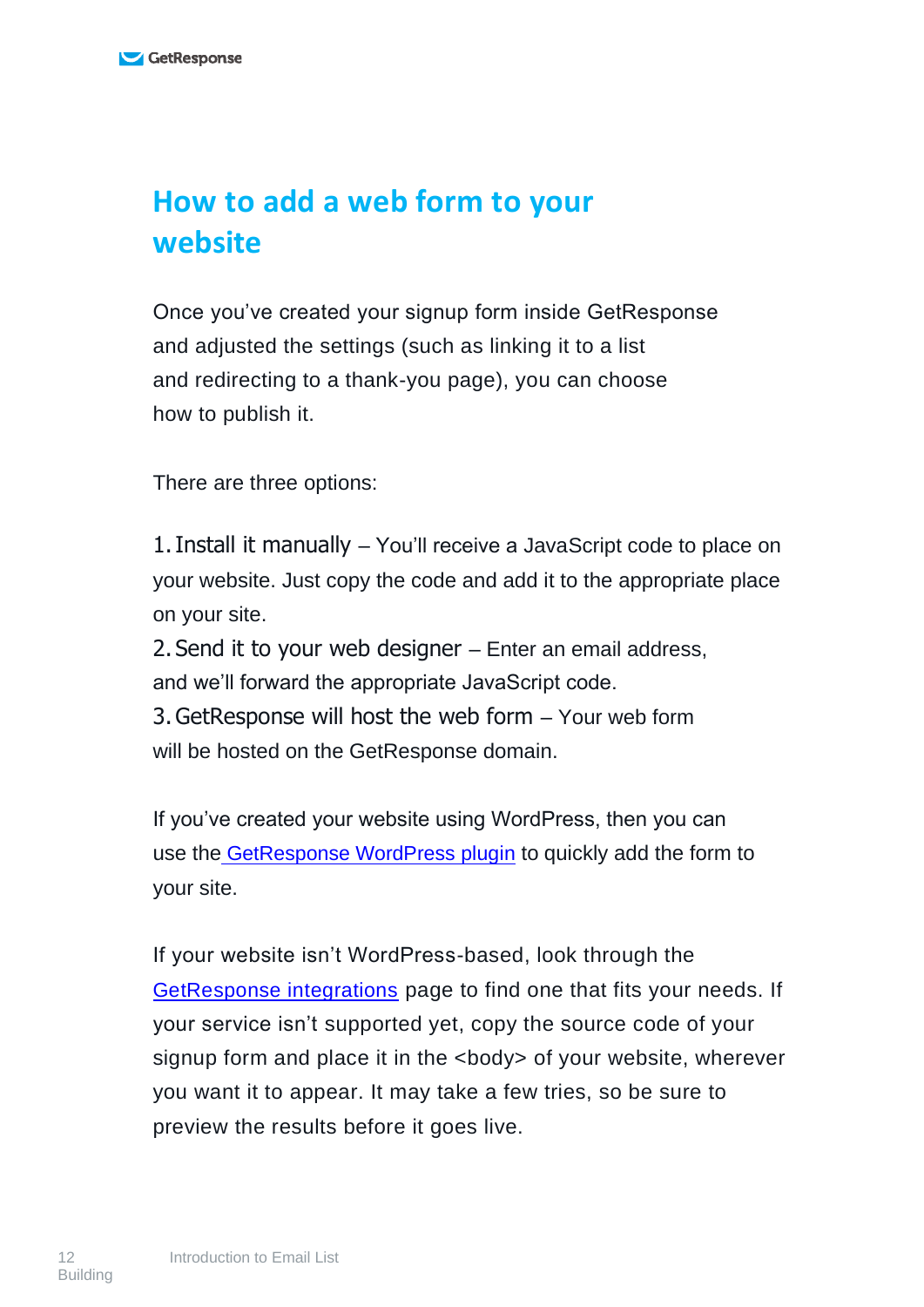## How to add a web form to your website

Once you've created your signup form inside GetResponse and adjusted the settings (such as linking it to a list and redirecting to a thank-you page), you can choose how to publish it.

There are three options:

1. Install it manually – You'll receive a JavaScript code to place on your website. Just copy the code and add it to the appropriate place on your site.
2. Send it to your web designer – Enter an email address, and we'll forward the appropriate JavaScript code.
3. GetResponse will host the web form – Your web form will be hosted on the GetResponse domain.

If you've created your website using WordPress, then you can use the GetResponse WordPress plugin to quickly add the form to your site.

If your website isn't WordPress-based, look through the GetResponse integrations page to find one that fits your needs. If your service isn't supported yet, copy the source code of your signup form and place it in the <body> of your website, wherever you want it to appear. It may take a few tries, so be sure to preview the results before it goes live.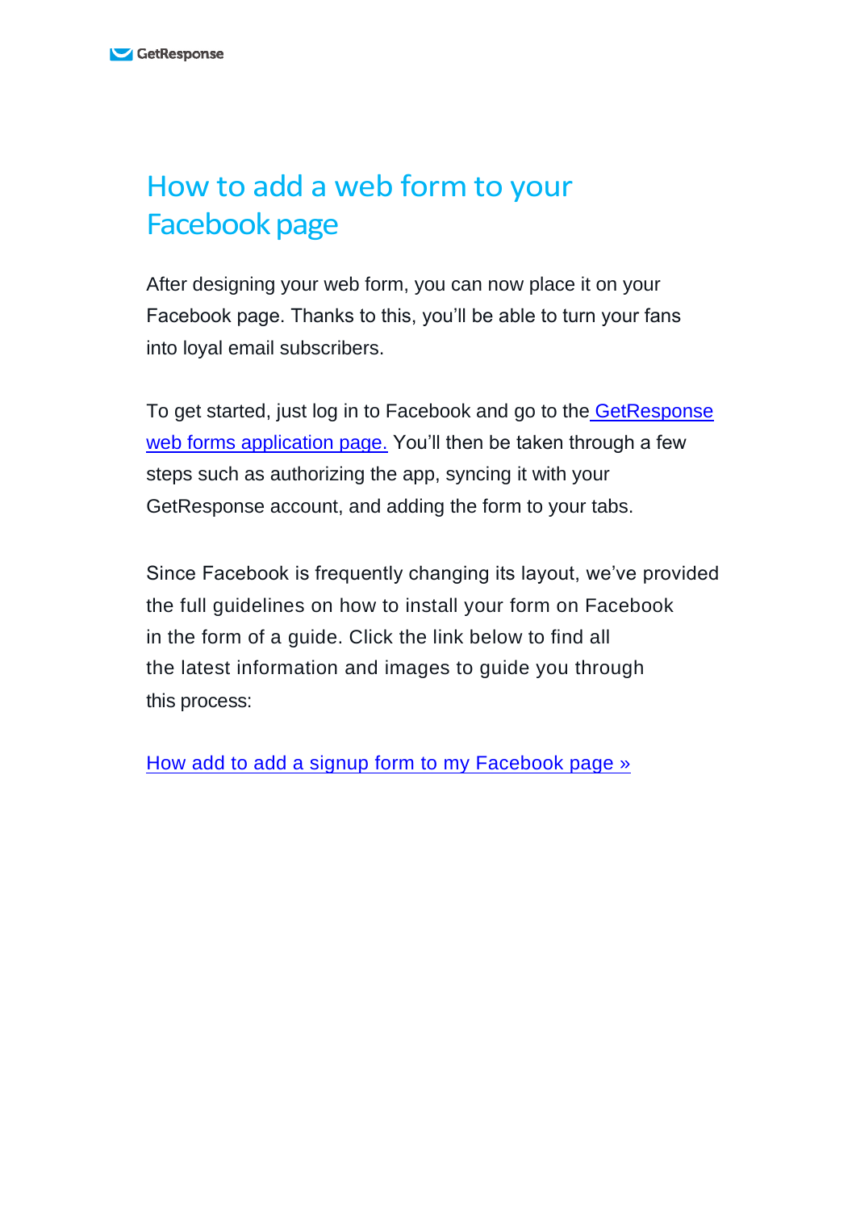# How to add a web form to your Facebook page

After designing your web form, you can now place it on your Facebook page. Thanks to this, you'll be able to turn your fans into loyal email subscribers.

To get started, just log in to Facebook and go to the GetResponse web forms application page. You'll then be taken through a few steps such as authorizing the app, syncing it with your GetResponse account, and adding the form to your tabs.

Since Facebook is frequently changing its layout, we've provided the full guidelines on how to install your form on Facebook in the form of a guide. Click the link below to find all the latest information and images to guide you through this process:

How add to add a signup form to my Facebook page »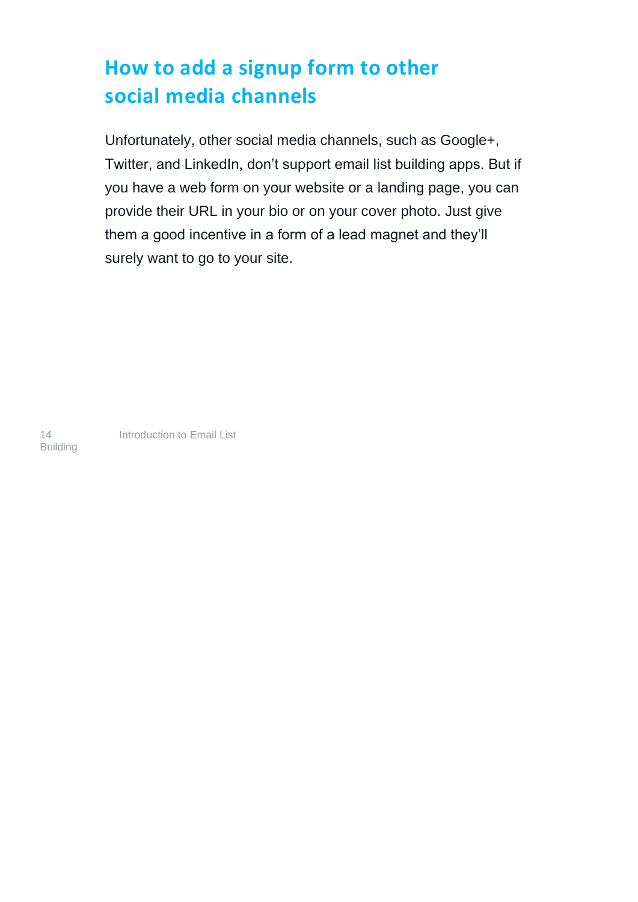## How to add a signup form to other social media channels

Unfortunately, other social media channels, such as Google+, Twitter, and LinkedIn, don't support email list building apps. But if you have a web form on your website or a landing page, you can provide their URL in your bio or on your cover photo. Just give them a good incentive in a form of a lead magnet and they'll surely want to go to your site.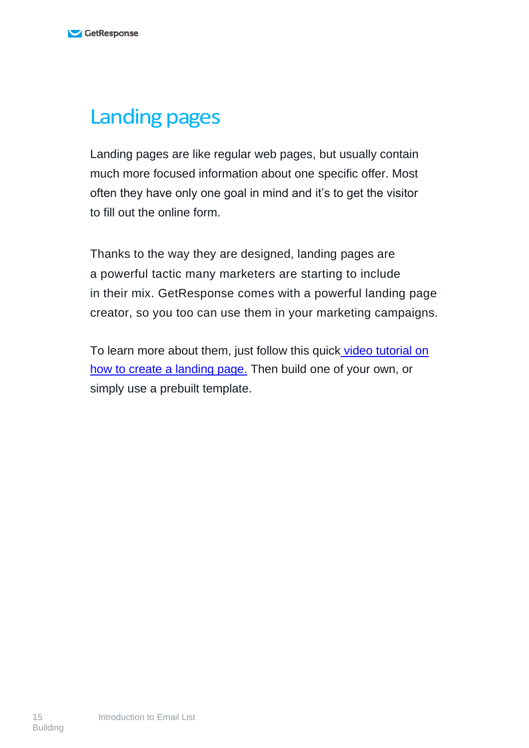# Landing pages

Landing pages are like regular web pages, but usually contain much more focused information about one specific offer. Most often they have only one goal in mind and it's to get the visitor to fill out the online form.

Thanks to the way they are designed, landing pages are a powerful tactic many marketers are starting to include in their mix. GetResponse comes with a powerful landing page creator, so you too can use them in your marketing campaigns.

To learn more about them, just follow this quick video tutorial on how to create a landing page. Then build one of your own, or simply use a prebuilt template.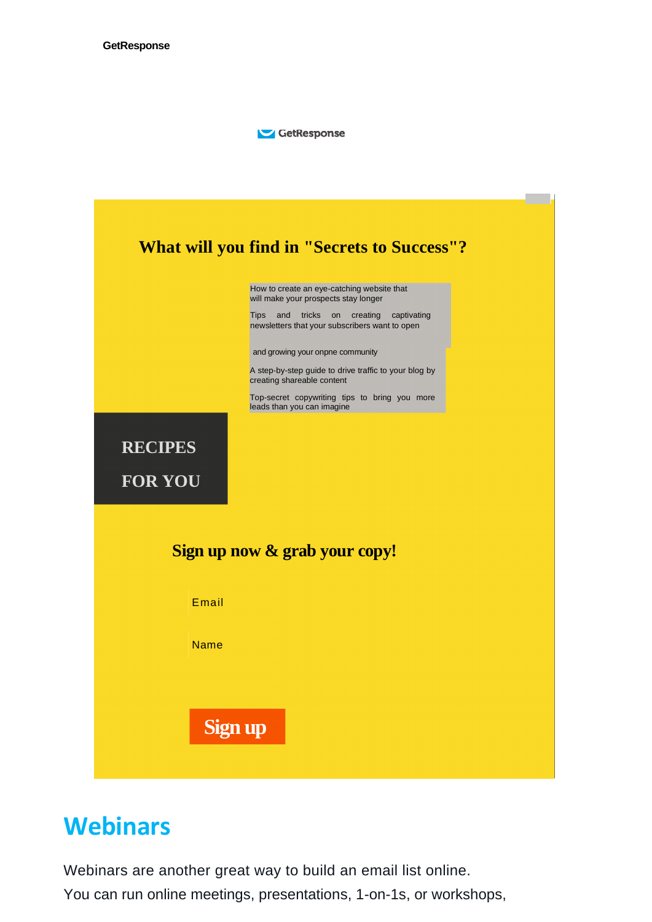GetResponse

GetResponse

What will you find in "Secrets to Success"?

How to create an eye-catching website that will make your prospects stay longer

Tips and tricks on creating captivating newsletters that your subscribers want to open

and growing your onpne community

A step-by-step guide to drive traffic to your blog by creating shareable content

Top-secret copywriting tips to bring you more leads than you can imagine

RECIPES

FOR YOU

Sign up now & grab your copy!

Email

Name

Sign up

## Webinars

Webinars are another great way to build an email list online.
You can run online meetings, presentations, 1-on-1s, or workshops,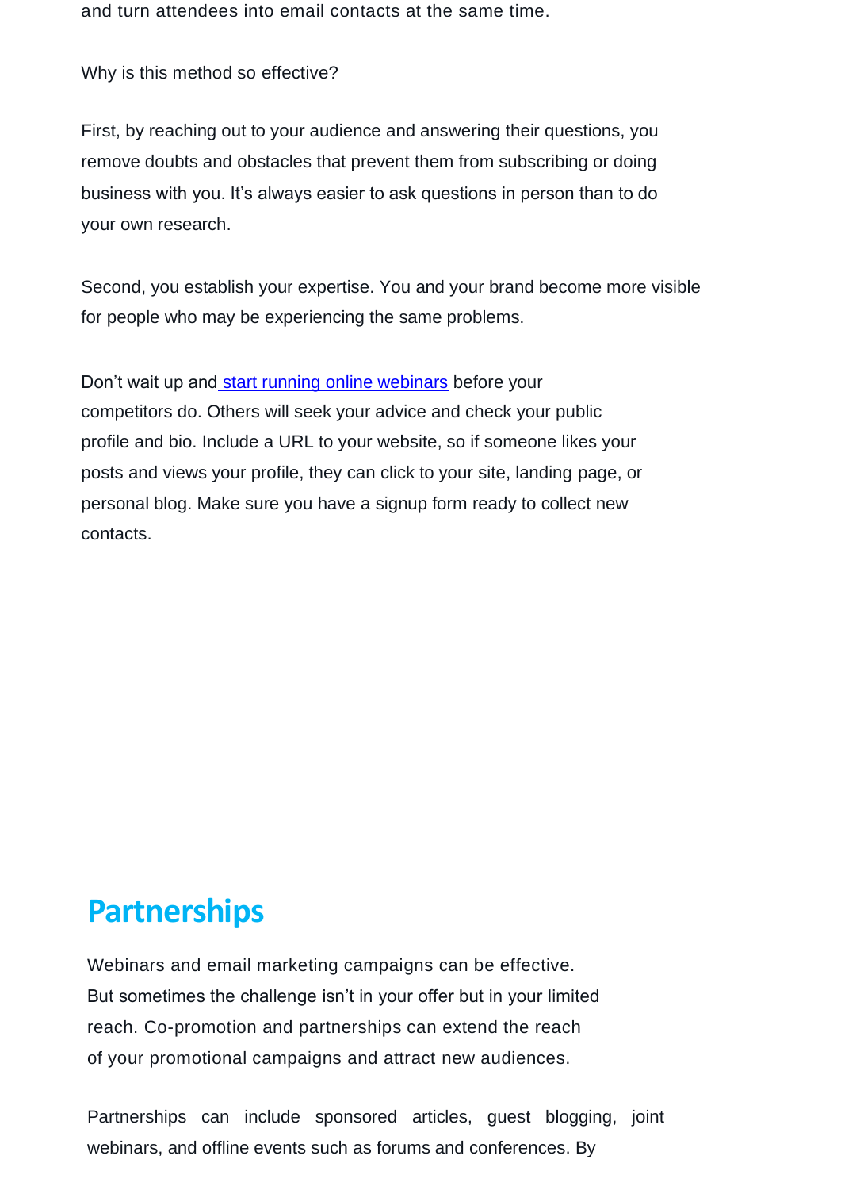and turn attendees into email contacts at the same time.

Why is this method so effective?

First, by reaching out to your audience and answering their questions, you remove doubts and obstacles that prevent them from subscribing or doing business with you. It's always easier to ask questions in person than to do your own research.

Second, you establish your expertise. You and your brand become more visible for people who may be experiencing the same problems.

Don't wait up and [start running online webinars]() before your competitors do. Others will seek your advice and check your public profile and bio. Include a URL to your website, so if someone likes your posts and views your profile, they can click to your site, landing page, or personal blog. Make sure you have a signup form ready to collect new contacts.

## Partnerships

Webinars and email marketing campaigns can be effective. But sometimes the challenge isn't in your offer but in your limited reach. Co-promotion and partnerships can extend the reach of your promotional campaigns and attract new audiences.

Partnerships can include sponsored articles, guest blogging, joint webinars, and offline events such as forums and conferences. By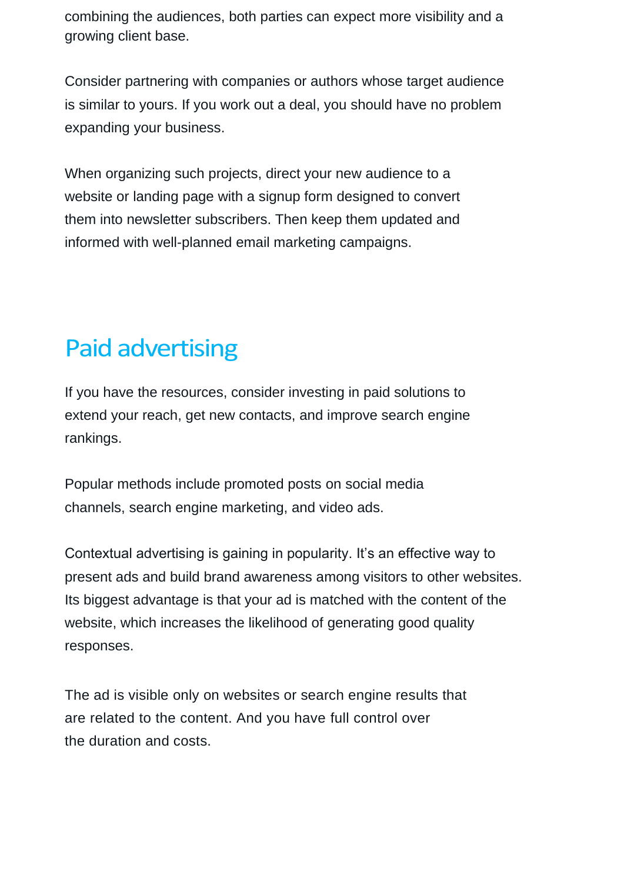combining the audiences, both parties can expect more visibility and a growing client base.

Consider partnering with companies or authors whose target audience is similar to yours. If you work out a deal, you should have no problem expanding your business.

When organizing such projects, direct your new audience to a website or landing page with a signup form designed to convert them into newsletter subscribers. Then keep them updated and informed with well-planned email marketing campaigns.

## Paid advertising

If you have the resources, consider investing in paid solutions to extend your reach, get new contacts, and improve search engine rankings.

Popular methods include promoted posts on social media channels, search engine marketing, and video ads.

Contextual advertising is gaining in popularity. It's an effective way to present ads and build brand awareness among visitors to other websites. Its biggest advantage is that your ad is matched with the content of the website, which increases the likelihood of generating good quality responses.

The ad is visible only on websites or search engine results that are related to the content. And you have full control over the duration and costs.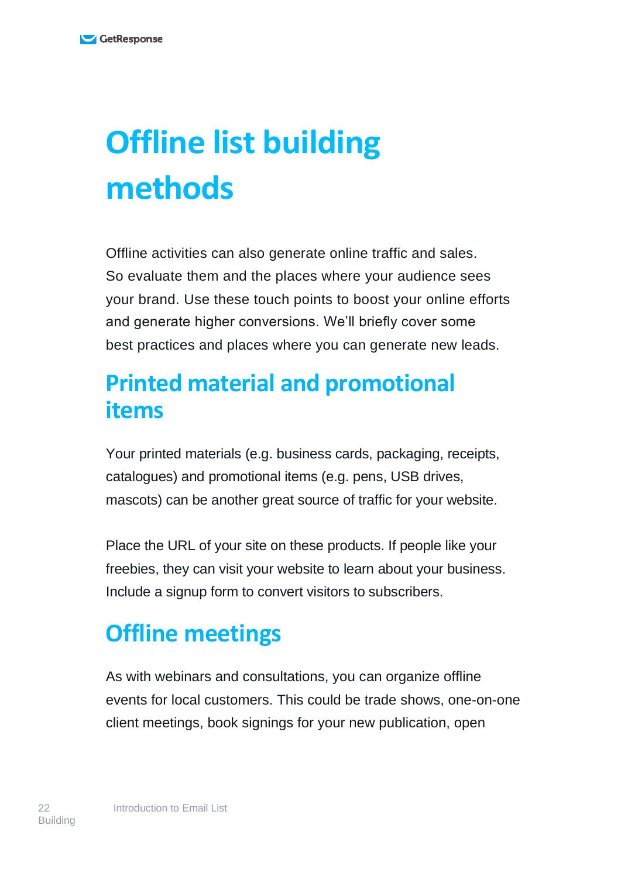# Offline list building methods

Offline activities can also generate online traffic and sales. So evaluate them and the places where your audience sees your brand. Use these touch points to boost your online efforts and generate higher conversions. We'll briefly cover some best practices and places where you can generate new leads.

## Printed material and promotional items

Your printed materials (e.g. business cards, packaging, receipts, catalogues) and promotional items (e.g. pens, USB drives, mascots) can be another great source of traffic for your website.

Place the URL of your site on these products. If people like your freebies, they can visit your website to learn about your business. Include a signup form to convert visitors to subscribers.

## Offline meetings

As with webinars and consultations, you can organize offline events for local customers. This could be trade shows, one-on-one client meetings, book signings for your new publication, open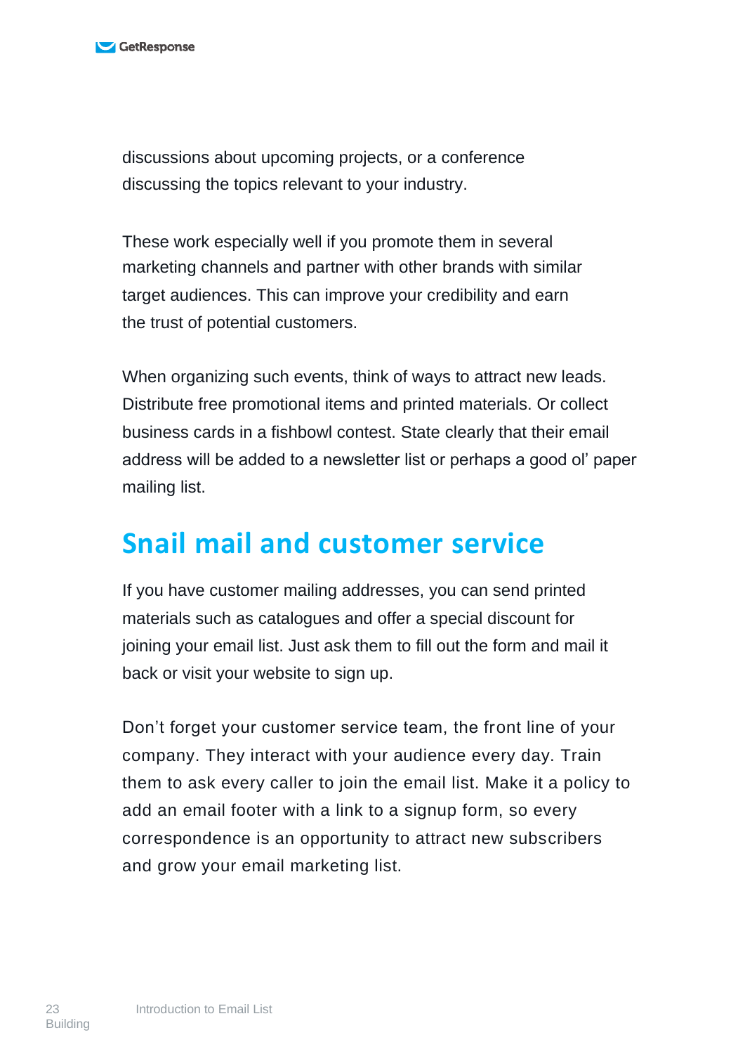discussions about upcoming projects, or a conference discussing the topics relevant to your industry.

These work especially well if you promote them in several marketing channels and partner with other brands with similar target audiences. This can improve your credibility and earn the trust of potential customers.

When organizing such events, think of ways to attract new leads. Distribute free promotional items and printed materials. Or collect business cards in a fishbowl contest. State clearly that their email address will be added to a newsletter list or perhaps a good ol' paper mailing list.

## Snail mail and customer service

If you have customer mailing addresses, you can send printed materials such as catalogues and offer a special discount for joining your email list. Just ask them to fill out the form and mail it back or visit your website to sign up.

Don't forget your customer service team, the front line of your company. They interact with your audience every day. Train them to ask every caller to join the email list. Make it a policy to add an email footer with a link to a signup form, so every correspondence is an opportunity to attract new subscribers and grow your email marketing list.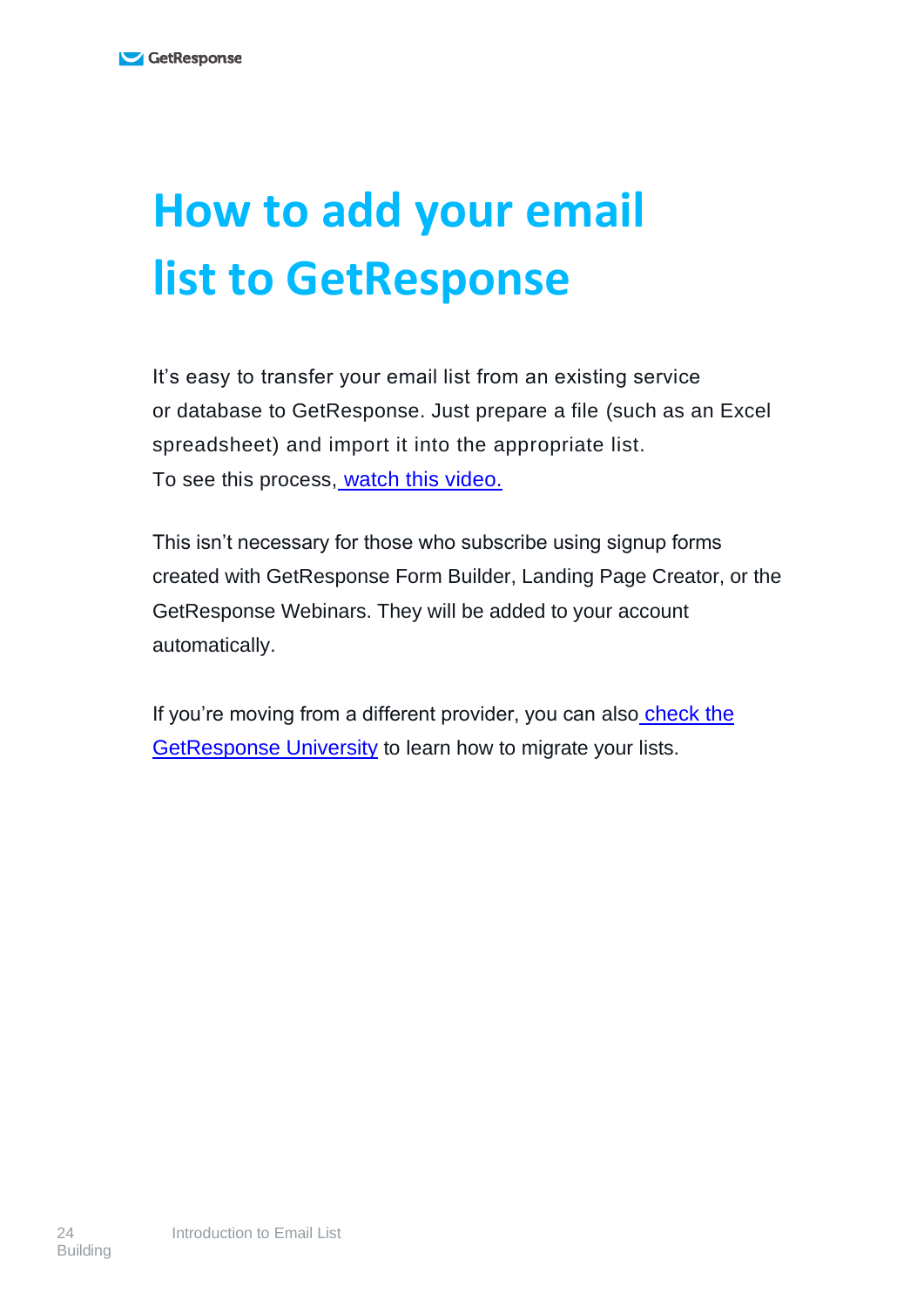# How to add your email list to GetResponse

It's easy to transfer your email list from an existing service or database to GetResponse. Just prepare a file (such as an Excel spreadsheet) and import it into the appropriate list. To see this process, watch this video.

This isn't necessary for those who subscribe using signup forms created with GetResponse Form Builder, Landing Page Creator, or the GetResponse Webinars. They will be added to your account automatically.

If you're moving from a different provider, you can also check the GetResponse University to learn how to migrate your lists.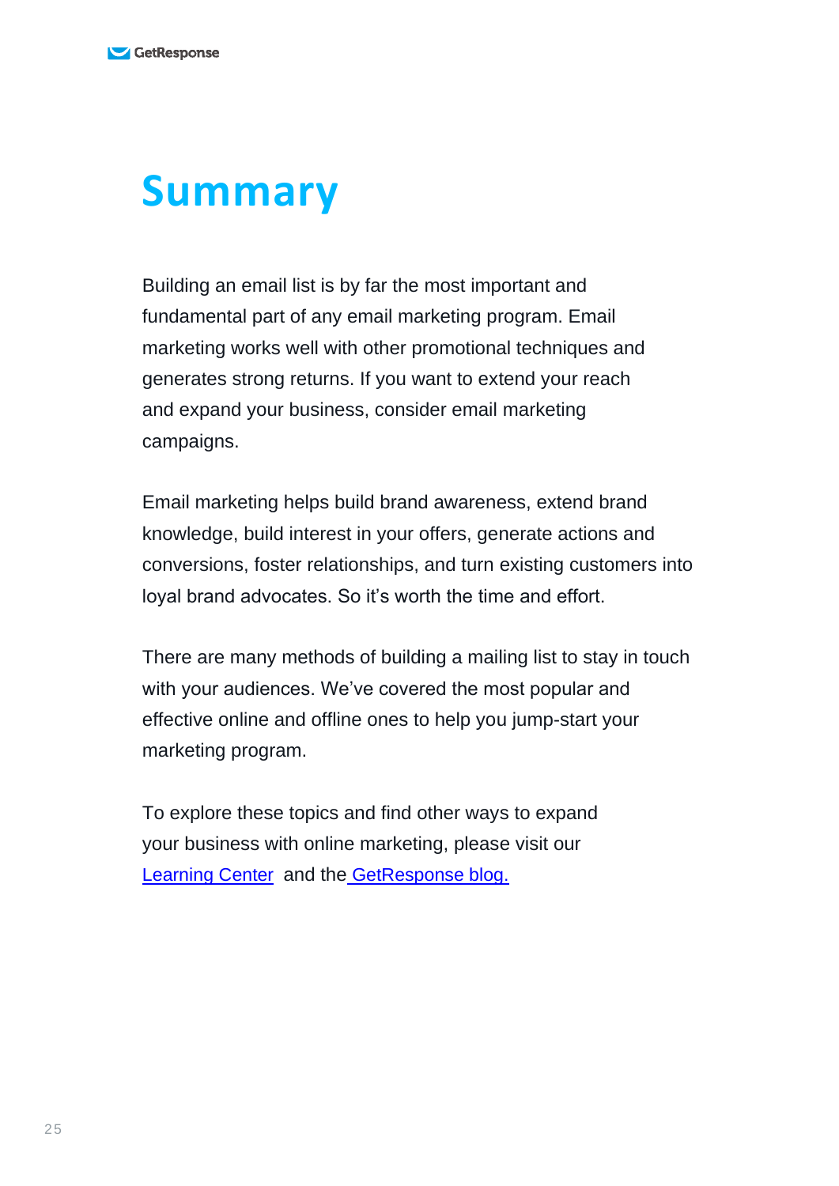# Summary

Building an email list is by far the most important and fundamental part of any email marketing program. Email marketing works well with other promotional techniques and generates strong returns. If you want to extend your reach and expand your business, consider email marketing campaigns.

Email marketing helps build brand awareness, extend brand knowledge, build interest in your offers, generate actions and conversions, foster relationships, and turn existing customers into loyal brand advocates. So it's worth the time and effort.

There are many methods of building a mailing list to stay in touch with your audiences. We've covered the most popular and effective online and offline ones to help you jump-start your marketing program.

To explore these topics and find other ways to expand your business with online marketing, please visit our Learning Center and the GetResponse blog.